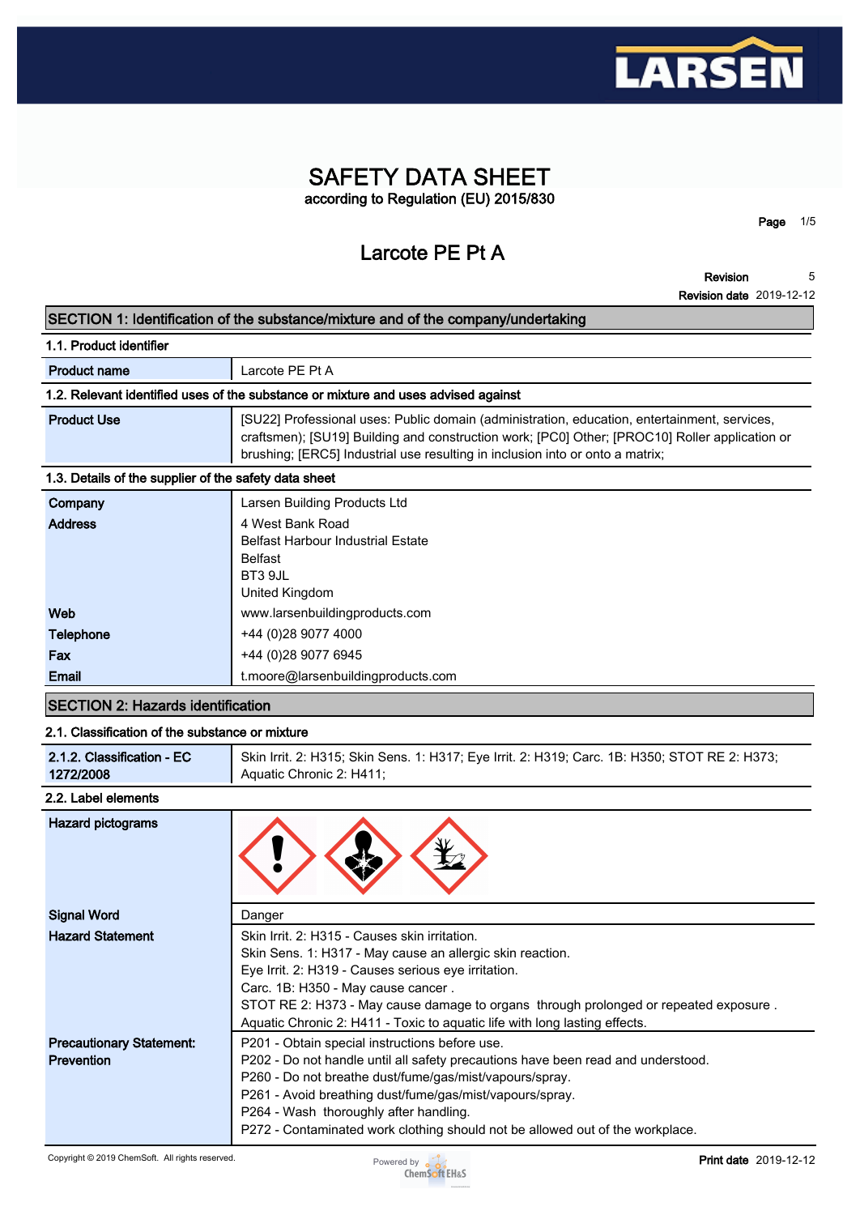# SAFETY DATA SHEET

according to Regulation (EU) 2015/830

## Larcote PE Pt A

**Revision** 5
**Revision date** 2019-12-12

## SECTION 1: Identification of the substance/mixture and of the company/undertaking

### 1.1. Product identifier

| | |
|---|---|
| **Product name** | Larcote PE Pt A |

### 1.2. Relevant identified uses of the substance or mixture and uses advised against

| | |
|---|---|
| **Product Use** | [SU22] Professional uses: Public domain (administration, education, entertainment, services, craftsmen); [SU19] Building and construction work; [PC0] Other; [PROC10] Roller application or brushing; [ERC5] Industrial use resulting in inclusion into or onto a matrix; |

### 1.3. Details of the supplier of the safety data sheet

| | |
|---|---|
| **Company** | Larsen Building Products Ltd |
| **Address** | 4 West Bank Road<br>Belfast Harbour Industrial Estate<br>Belfast<br>BT3 9JL<br>United Kingdom |
| **Web** | www.larsenbuildingproducts.com |
| **Telephone** | +44 (0)28 9077 4000 |
| **Fax** | +44 (0)28 9077 6945 |
| **Email** | t.moore@larsenbuildingproducts.com |

## SECTION 2: Hazards identification

### 2.1. Classification of the substance or mixture

| | |
|---|---|
| **2.1.2. Classification - EC 1272/2008** | Skin Irrit. 2: H315; Skin Sens. 1: H317; Eye Irrit. 2: H319; Carc. 1B: H350; STOT RE 2: H373; Aquatic Chronic 2: H411; |

### 2.2. Label elements

| | |
|---|---|
| **Hazard pictograms** | |
| **Signal Word** | Danger |
| **Hazard Statement** | Skin Irrit. 2: H315 - Causes skin irritation.<br>Skin Sens. 1: H317 - May cause an allergic skin reaction.<br>Eye Irrit. 2: H319 - Causes serious eye irritation.<br>Carc. 1B: H350 - May cause cancer .<br>STOT RE 2: H373 - May cause damage to organs through prolonged or repeated exposure .<br>Aquatic Chronic 2: H411 - Toxic to aquatic life with long lasting effects. |
| **Precautionary Statement: Prevention** | P201 - Obtain special instructions before use.<br>P202 - Do not handle until all safety precautions have been read and understood.<br>P260 - Do not breathe dust/fume/gas/mist/vapours/spray.<br>P261 - Avoid breathing dust/fume/gas/mist/vapours/spray.<br>P264 - Wash thoroughly after handling.<br>P272 - Contaminated work clothing should not be allowed out of the workplace. |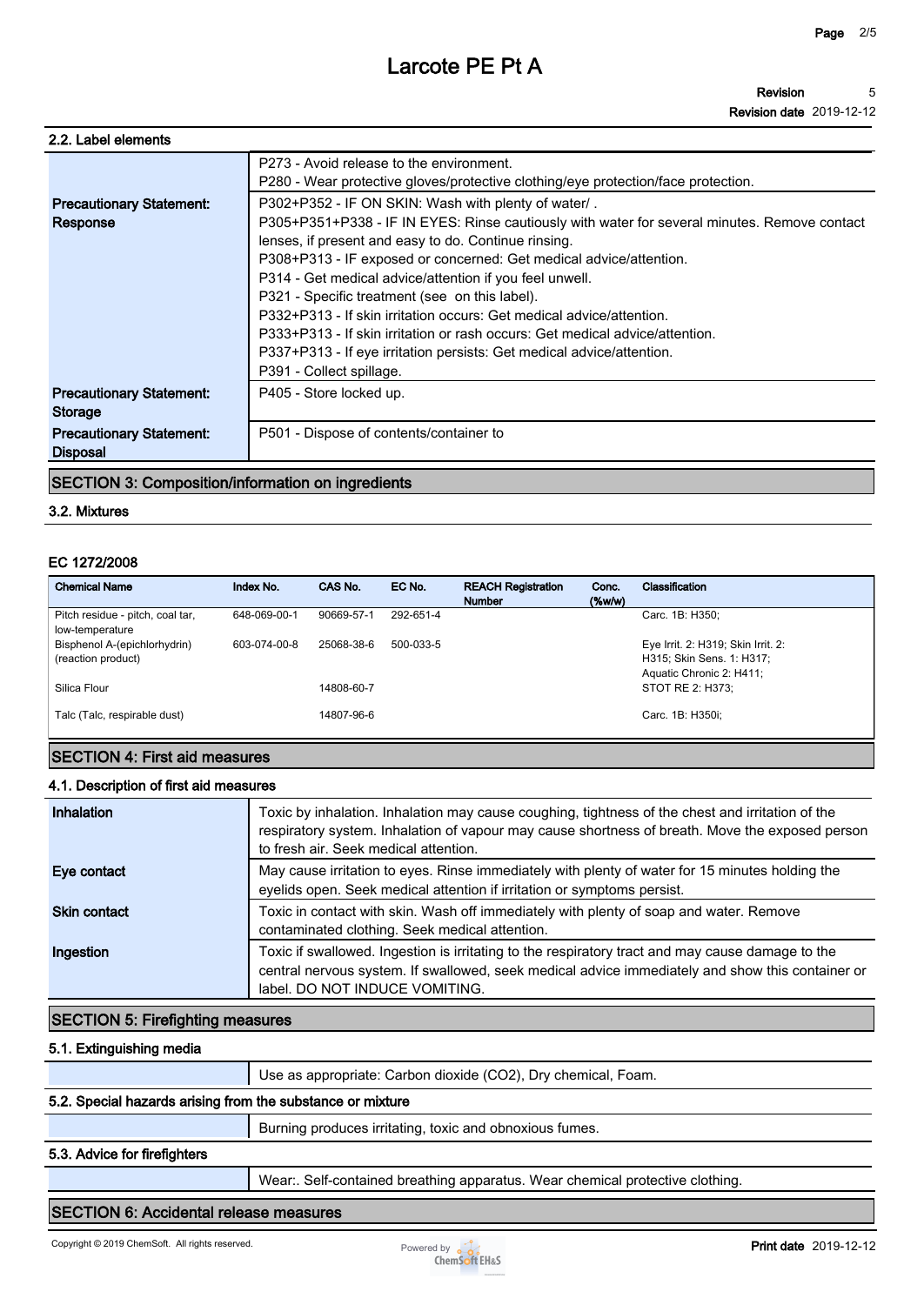### 2.2. Label elements

| | |
|---|---|
| | P273 - Avoid release to the environment.<br>P280 - Wear protective gloves/protective clothing/eye protection/face protection. |
| **Precautionary Statement: Response** | P302+P352 - IF ON SKIN: Wash with plenty of water/ .<br>P305+P351+P338 - IF IN EYES: Rinse cautiously with water for several minutes. Remove contact lenses, if present and easy to do. Continue rinsing.<br>P308+P313 - IF exposed or concerned: Get medical advice/attention.<br>P314 - Get medical advice/attention if you feel unwell.<br>P321 - Specific treatment (see on this label).<br>P332+P313 - If skin irritation occurs: Get medical advice/attention.<br>P333+P313 - If skin irritation or rash occurs: Get medical advice/attention.<br>P337+P313 - If eye irritation persists: Get medical advice/attention.<br>P391 - Collect spillage. |
| **Precautionary Statement: Storage** | P405 - Store locked up. |
| **Precautionary Statement: Disposal** | P501 - Dispose of contents/container to |

## SECTION 3: Composition/information on ingredients

### 3.2. Mixtures

#### EC 1272/2008

| Chemical Name | Index No. | CAS No. | EC No. | REACH Registration Number | Conc. (%w/w) | Classification |
|---|---|---|---|---|---|---|
| Pitch residue - pitch, coal tar, low-temperature | 648-069-00-1 | 90669-57-1 | 292-651-4 | | | Carc. 1B: H350; |
| Bisphenol A-(epichlorhydrin) (reaction product) | 603-074-00-8 | 25068-38-6 | 500-033-5 | | | Eye Irrit. 2: H319; Skin Irrit. 2: H315; Skin Sens. 1: H317; Aquatic Chronic 2: H411; |
| Silica Flour | | 14808-60-7 | | | | STOT RE 2: H373; |
| Talc (Talc, respirable dust) | | 14807-96-6 | | | | Carc. 1B: H350i; |

## SECTION 4: First aid measures

### 4.1. Description of first aid measures

| | |
|---|---|
| **Inhalation** | Toxic by inhalation. Inhalation may cause coughing, tightness of the chest and irritation of the respiratory system. Inhalation of vapour may cause shortness of breath. Move the exposed person to fresh air. Seek medical attention. |
| **Eye contact** | May cause irritation to eyes. Rinse immediately with plenty of water for 15 minutes holding the eyelids open. Seek medical attention if irritation or symptoms persist. |
| **Skin contact** | Toxic in contact with skin. Wash off immediately with plenty of soap and water. Remove contaminated clothing. Seek medical attention. |
| **Ingestion** | Toxic if swallowed. Ingestion is irritating to the respiratory tract and may cause damage to the central nervous system. If swallowed, seek medical advice immediately and show this container or label. DO NOT INDUCE VOMITING. |

## SECTION 5: Firefighting measures

### 5.1. Extinguishing media

Use as appropriate: Carbon dioxide ($CO_2$), Dry chemical, Foam.

### 5.2. Special hazards arising from the substance or mixture

Burning produces irritating, toxic and obnoxious fumes.

### 5.3. Advice for firefighters

Wear:. Self-contained breathing apparatus. Wear chemical protective clothing.

## SECTION 6: Accidental release measures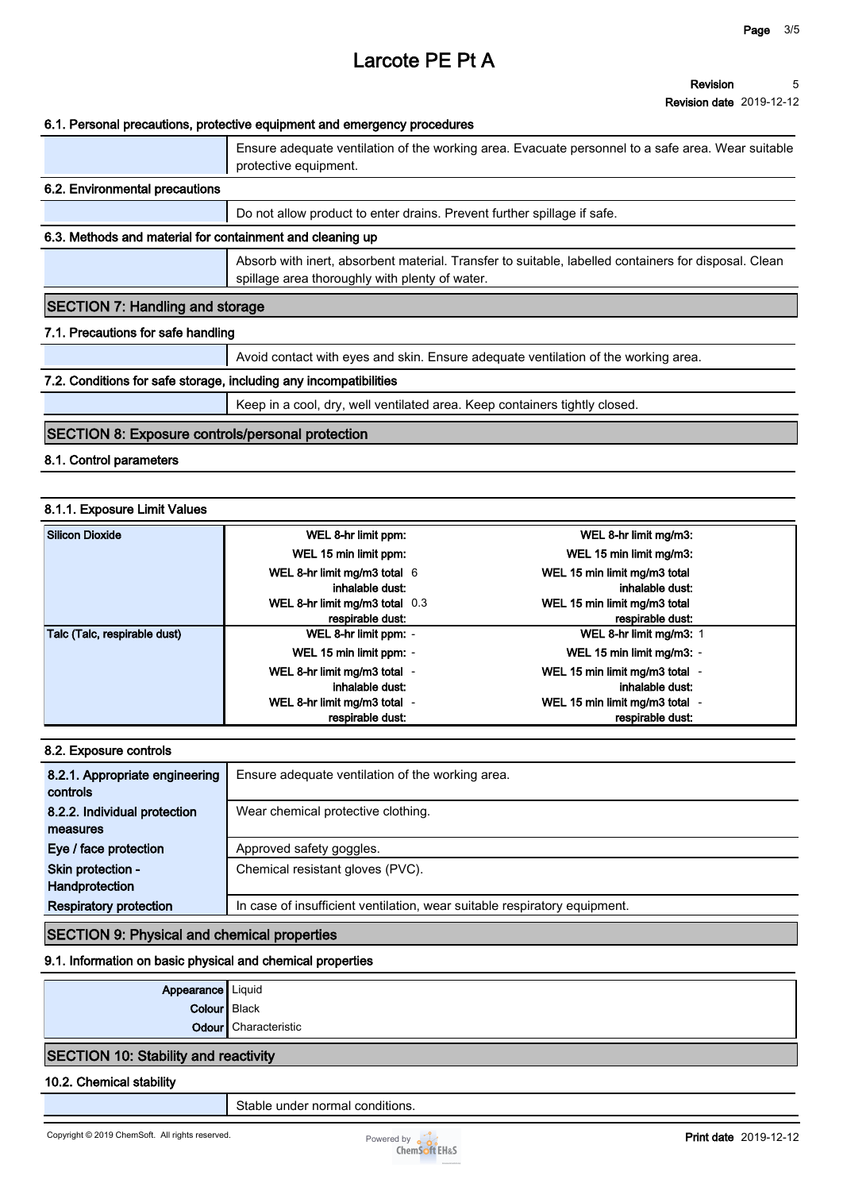#### 6.1. Personal precautions, protective equipment and emergency procedures

| | |
|---|---|
| | Ensure adequate ventilation of the working area. Evacuate personnel to a safe area. Wear suitable protective equipment. |

#### 6.2. Environmental precautions

| | |
|---|---|
| | Do not allow product to enter drains. Prevent further spillage if safe. |

#### 6.3. Methods and material for containment and cleaning up

| | |
|---|---|
| | Absorb with inert, absorbent material. Transfer to suitable, labelled containers for disposal. Clean spillage area thoroughly with plenty of water. |

## SECTION 7: Handling and storage

#### 7.1. Precautions for safe handling

| | |
|---|---|
| | Avoid contact with eyes and skin. Ensure adequate ventilation of the working area. |

#### 7.2. Conditions for safe storage, including any incompatibilities

| | |
|---|---|
| | Keep in a cool, dry, well ventilated area. Keep containers tightly closed. |

## SECTION 8: Exposure controls/personal protection

#### 8.1. Control parameters

#### 8.1.1. Exposure Limit Values

| Substance | Limit | Value | Limit | Value |
|---|---|---|---|---|
| **Silicon Dioxide** | WEL 8-hr limit ppm: | | WEL 8-hr limit mg/m3: | |
| | WEL 15 min limit ppm: | | WEL 15 min limit mg/m3: | |
| | WEL 8-hr limit mg/m3 total inhalable dust: | 6 | WEL 15 min limit mg/m3 total inhalable dust: | |
| | WEL 8-hr limit mg/m3 total respirable dust: | 0.3 | WEL 15 min limit mg/m3 total respirable dust: | |
| **Talc (Talc, respirable dust)** | WEL 8-hr limit ppm: | - | WEL 8-hr limit mg/m3: | 1 |
| | WEL 15 min limit ppm: | - | WEL 15 min limit mg/m3: | - |
| | WEL 8-hr limit mg/m3 total inhalable dust: | - | WEL 15 min limit mg/m3 total inhalable dust: | - |
| | WEL 8-hr limit mg/m3 total respirable dust: | - | WEL 15 min limit mg/m3 total respirable dust: | - |

#### 8.2. Exposure controls

| | |
|---|---|
| **8.2.1. Appropriate engineering controls** | Ensure adequate ventilation of the working area. |
| **8.2.2. Individual protection measures** | Wear chemical protective clothing. |
| **Eye / face protection** | Approved safety goggles. |
| **Skin protection - Handprotection** | Chemical resistant gloves (PVC). |
| **Respiratory protection** | In case of insufficient ventilation, wear suitable respiratory equipment. |

## SECTION 9: Physical and chemical properties

#### 9.1. Information on basic physical and chemical properties

| | |
|---|---|
| **Appearance** | Liquid |
| **Colour** | Black |
| **Odour** | Characteristic |

## SECTION 10: Stability and reactivity

#### 10.2. Chemical stability

| | |
|---|---|
| | Stable under normal conditions. |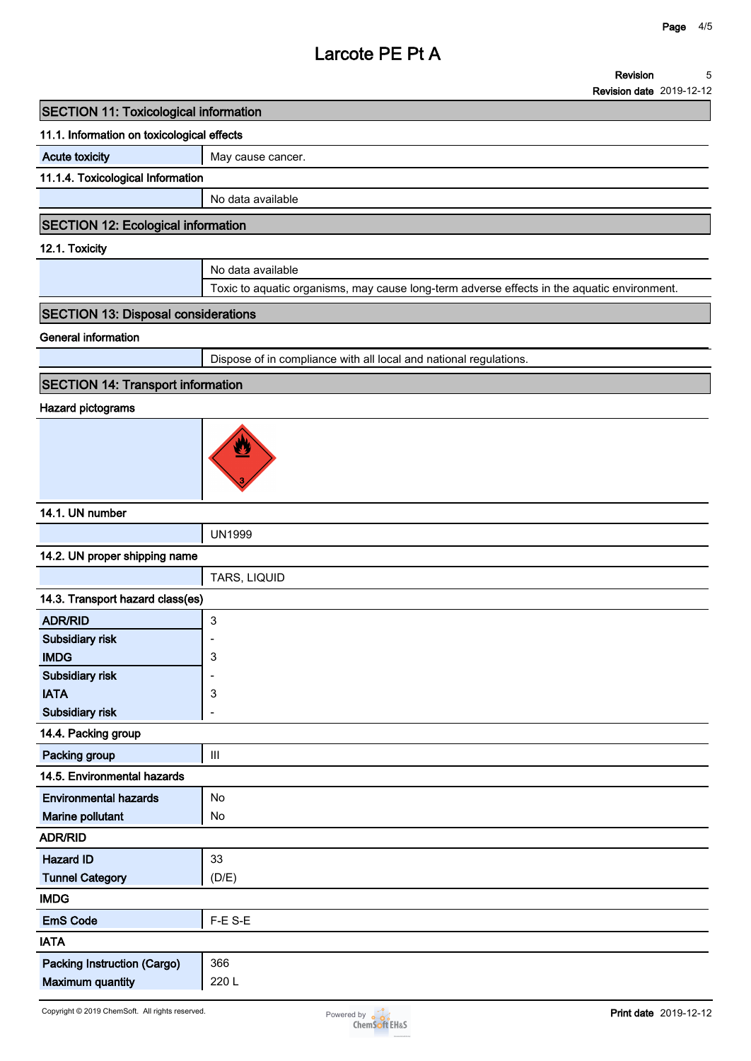# Larcote PE Pt A

**Revision** 5
**Revision date** 2019-12-12

## SECTION 11: Toxicological information

### 11.1. Information on toxicological effects

| | |
|---|---|
| Acute toxicity | May cause cancer. |

### 11.1.4. Toxicological Information

| | |
|---|---|
| | No data available |

## SECTION 12: Ecological information

### 12.1. Toxicity

| | |
|---|---|
| | No data available |
| | Toxic to aquatic organisms, may cause long-term adverse effects in the aquatic environment. |

## SECTION 13: Disposal considerations

### General information

| | |
|---|---|
| | Dispose of in compliance with all local and national regulations. |

## SECTION 14: Transport information

### Hazard pictograms

### 14.1. UN number

| | |
|---|---|
| | UN1999 |

### 14.2. UN proper shipping name

| | |
|---|---|
| | TARS, LIQUID |

### 14.3. Transport hazard class(es)

| | |
|---|---|
| ADR/RID | 3 |
| Subsidiary risk | - |
| IMDG | 3 |
| Subsidiary risk | - |
| IATA | 3 |
| Subsidiary risk | - |

### 14.4. Packing group

| | |
|---|---|
| Packing group | III |

### 14.5. Environmental hazards

| | |
|---|---|
| Environmental hazards | No |
| Marine pollutant | No |

### ADR/RID

| | |
|---|---|
| Hazard ID | 33 |
| Tunnel Category | (D/E) |

### IMDG

| | |
|---|---|
| EmS Code | F-E S-E |

### IATA

| | |
|---|---|
| Packing Instruction (Cargo) | 366 |
| Maximum quantity | 220 L |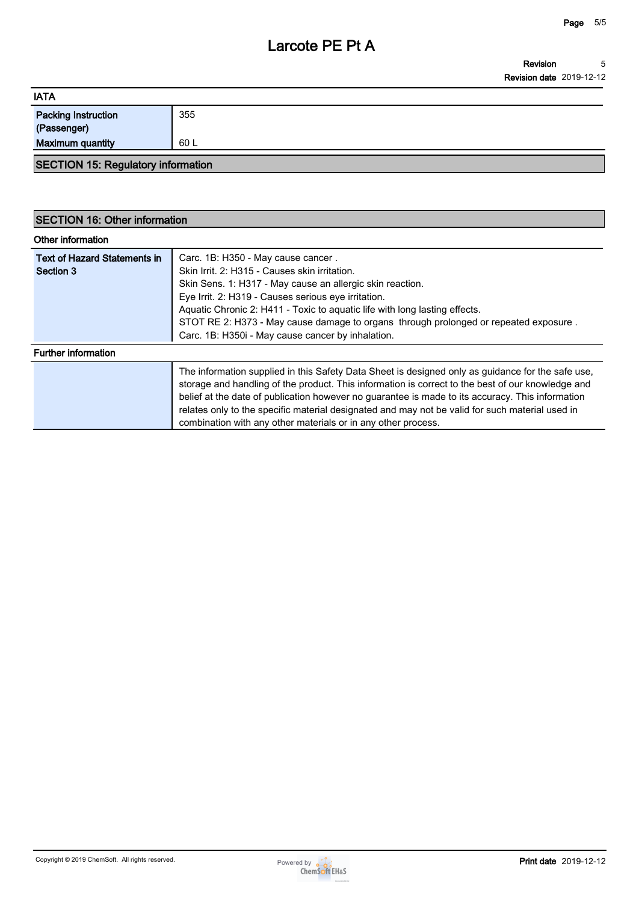| IATA | |
|---|---|
| **Packing Instruction (Passenger)** | 355 |
| **Maximum quantity** | 60 L |

## SECTION 15: Regulatory information

## SECTION 16: Other information

**Other information**

| | |
|---|---|
| **Text of Hazard Statements in Section 3** | Carc. 1B: H350 - May cause cancer .<br>Skin Irrit. 2: H315 - Causes skin irritation.<br>Skin Sens. 1: H317 - May cause an allergic skin reaction.<br>Eye Irrit. 2: H319 - Causes serious eye irritation.<br>Aquatic Chronic 2: H411 - Toxic to aquatic life with long lasting effects.<br>STOT RE 2: H373 - May cause damage to organs through prolonged or repeated exposure .<br>Carc. 1B: H350i - May cause cancer by inhalation. |

**Further information**

| | |
|---|---|
| | The information supplied in this Safety Data Sheet is designed only as guidance for the safe use, storage and handling of the product. This information is correct to the best of our knowledge and belief at the date of publication however no guarantee is made to its accuracy. This information relates only to the specific material designated and may not be valid for such material used in combination with any other materials or in any other process. |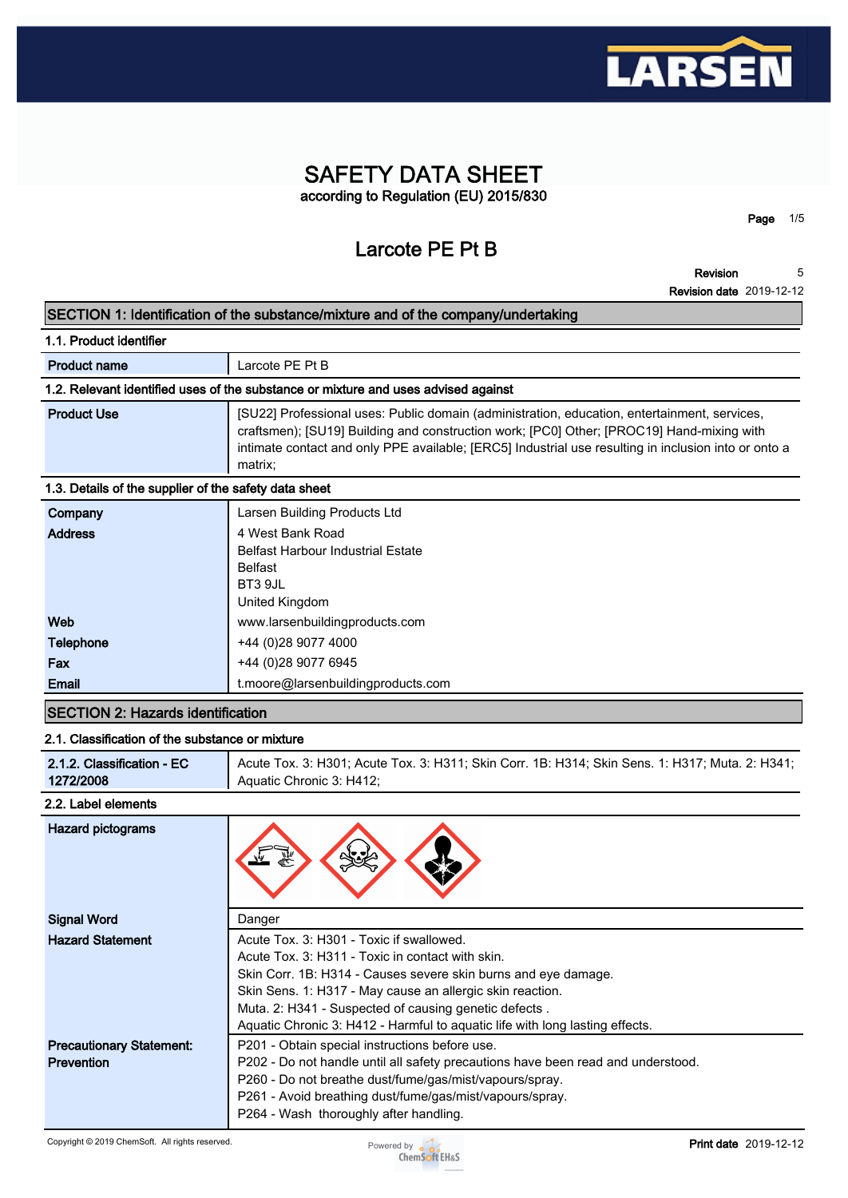# SAFETY DATA SHEET

according to Regulation (EU) 2015/830

## Larcote PE Pt B

**Revision** 5
**Revision date** 2019-12-12

## SECTION 1: Identification of the substance/mixture and of the company/undertaking

### 1.1. Product identifier

| | |
|---|---|
| **Product name** | Larcote PE Pt B |

### 1.2. Relevant identified uses of the substance or mixture and uses advised against

| | |
|---|---|
| **Product Use** | [SU22] Professional uses: Public domain (administration, education, entertainment, services, craftsmen); [SU19] Building and construction work; [PC0] Other; [PROC19] Hand-mixing with intimate contact and only PPE available; [ERC5] Industrial use resulting in inclusion into or onto a matrix; |

### 1.3. Details of the supplier of the safety data sheet

| | |
|---|---|
| **Company** | Larsen Building Products Ltd |
| **Address** | 4 West Bank Road<br>Belfast Harbour Industrial Estate<br>Belfast<br>BT3 9JL<br>United Kingdom |
| **Web** | www.larsenbuildingproducts.com |
| **Telephone** | +44 (0)28 9077 4000 |
| **Fax** | +44 (0)28 9077 6945 |
| **Email** | t.moore@larsenbuildingproducts.com |

## SECTION 2: Hazards identification

### 2.1. Classification of the substance or mixture

| | |
|---|---|
| **2.1.2. Classification - EC 1272/2008** | Acute Tox. 3: H301; Acute Tox. 3: H311; Skin Corr. 1B: H314; Skin Sens. 1: H317; Muta. 2: H341; Aquatic Chronic 3: H412; |

### 2.2. Label elements

| | |
|---|---|
| **Hazard pictograms** | |
| **Signal Word** | Danger |
| **Hazard Statement** | Acute Tox. 3: H301 - Toxic if swallowed.<br>Acute Tox. 3: H311 - Toxic in contact with skin.<br>Skin Corr. 1B: H314 - Causes severe skin burns and eye damage.<br>Skin Sens. 1: H317 - May cause an allergic skin reaction.<br>Muta. 2: H341 - Suspected of causing genetic defects .<br>Aquatic Chronic 3: H412 - Harmful to aquatic life with long lasting effects. |
| **Precautionary Statement: Prevention** | P201 - Obtain special instructions before use.<br>P202 - Do not handle until all safety precautions have been read and understood.<br>P260 - Do not breathe dust/fume/gas/mist/vapours/spray.<br>P261 - Avoid breathing dust/fume/gas/mist/vapours/spray.<br>P264 - Wash thoroughly after handling. |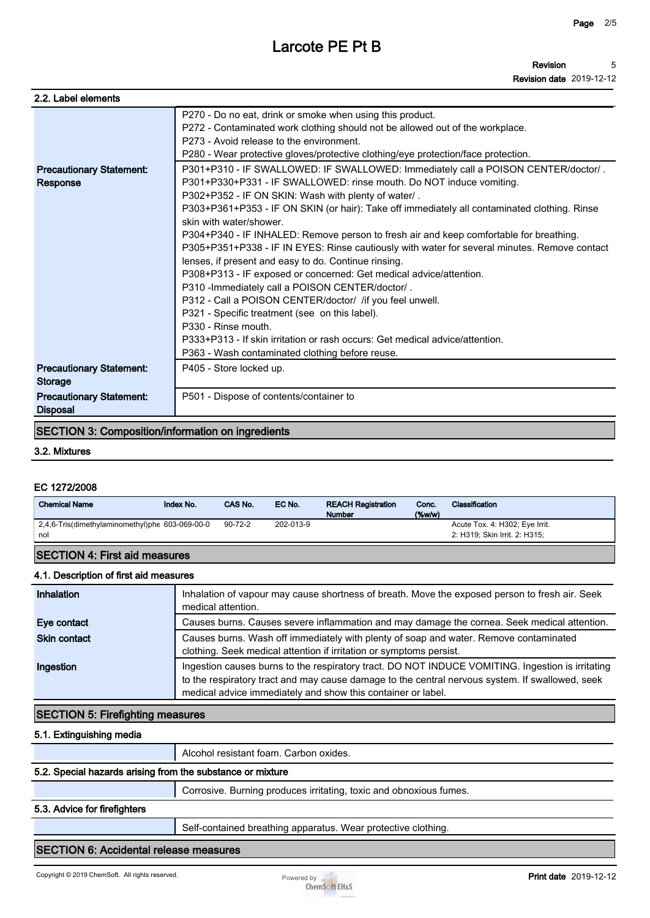## 2.2. Label elements

| | |
|---|---|
| | P270 - Do no eat, drink or smoke when using this product.<br>P272 - Contaminated work clothing should not be allowed out of the workplace.<br>P273 - Avoid release to the environment.<br>P280 - Wear protective gloves/protective clothing/eye protection/face protection. |
| **Precautionary Statement: Response** | P301+P310 - IF SWALLOWED: IF SWALLOWED: Immediately call a POISON CENTER/doctor/ .<br>P301+P330+P331 - IF SWALLOWED: rinse mouth. Do NOT induce vomiting.<br>P302+P352 - IF ON SKIN: Wash with plenty of water/ .<br>P303+P361+P353 - IF ON SKIN (or hair): Take off immediately all contaminated clothing. Rinse skin with water/shower.<br>P304+P340 - IF INHALED: Remove person to fresh air and keep comfortable for breathing.<br>P305+P351+P338 - IF IN EYES: Rinse cautiously with water for several minutes. Remove contact lenses, if present and easy to do. Continue rinsing.<br>P308+P313 - IF exposed or concerned: Get medical advice/attention.<br>P310 -Immediately call a POISON CENTER/doctor/ .<br>P312 - Call a POISON CENTER/doctor/ /if you feel unwell.<br>P321 - Specific treatment (see on this label).<br>P330 - Rinse mouth.<br>P333+P313 - If skin irritation or rash occurs: Get medical advice/attention.<br>P363 - Wash contaminated clothing before reuse. |
| **Precautionary Statement: Storage** | P405 - Store locked up. |
| **Precautionary Statement: Disposal** | P501 - Dispose of contents/container to |

## SECTION 3: Composition/information on ingredients

### 3.2. Mixtures

#### EC 1272/2008

| Chemical Name | Index No. | CAS No. | EC No. | REACH Registration Number | Conc. (%w/w) | Classification |
|---|---|---|---|---|---|---|
| 2,4,6-Tris(dimethylaminomethyl)phenol | 603-069-00-0 | 90-72-2 | 202-013-9 | | | Acute Tox. 4: H302; Eye Irrit. 2: H319; Skin Irrit. 2: H315; |

## SECTION 4: First aid measures

### 4.1. Description of first aid measures

| | |
|---|---|
| **Inhalation** | Inhalation of vapour may cause shortness of breath. Move the exposed person to fresh air. Seek medical attention. |
| **Eye contact** | Causes burns. Causes severe inflammation and may damage the cornea. Seek medical attention. |
| **Skin contact** | Causes burns. Wash off immediately with plenty of soap and water. Remove contaminated clothing. Seek medical attention if irritation or symptoms persist. |
| **Ingestion** | Ingestion causes burns to the respiratory tract. DO NOT INDUCE VOMITING. Ingestion is irritating to the respiratory tract and may cause damage to the central nervous system. If swallowed, seek medical advice immediately and show this container or label. |

## SECTION 5: Firefighting measures

### 5.1. Extinguishing media

Alcohol resistant foam. Carbon oxides.

### 5.2. Special hazards arising from the substance or mixture

Corrosive. Burning produces irritating, toxic and obnoxious fumes.

### 5.3. Advice for firefighters

Self-contained breathing apparatus. Wear protective clothing.

## SECTION 6: Accidental release measures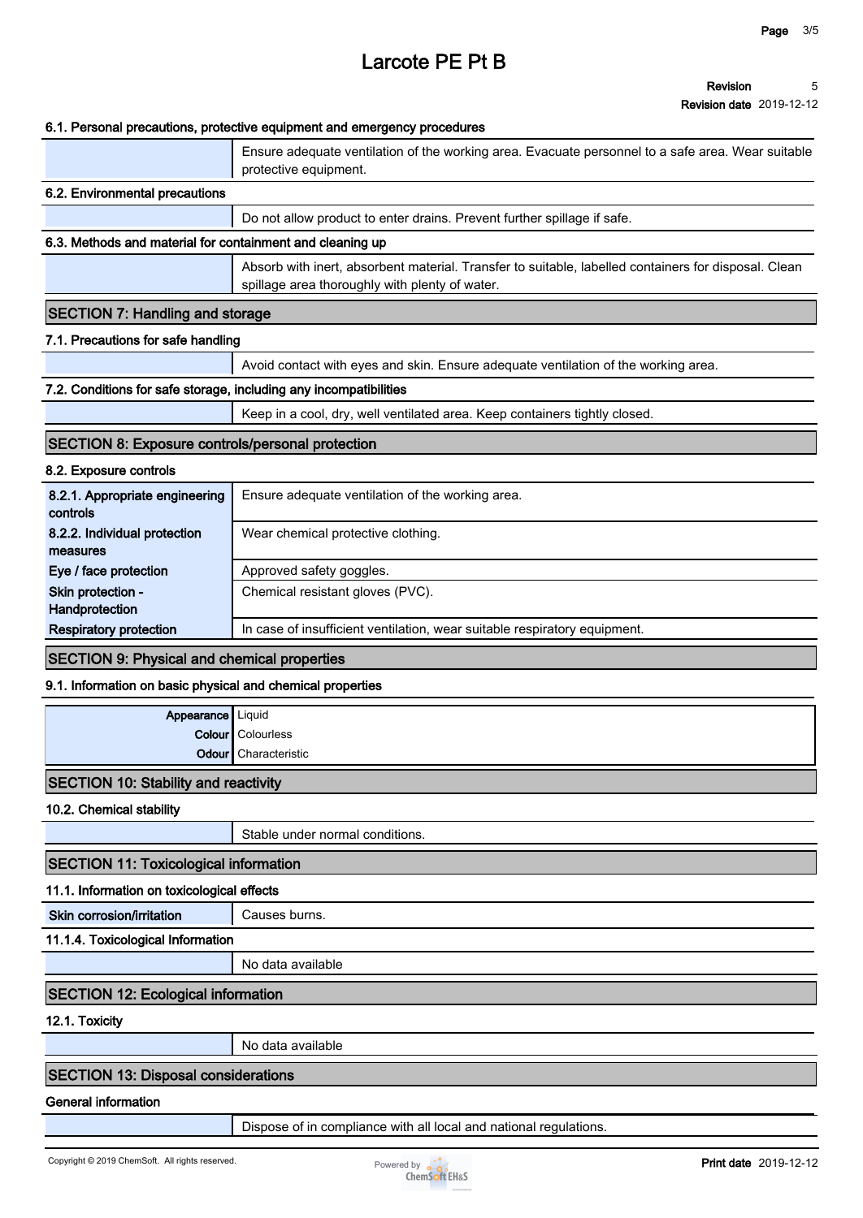# Larcote PE Pt B

**Revision** 5

**Revision date** 2019-12-12

### 6.1. Personal precautions, protective equipment and emergency procedures

| | |
|---|---|
| | Ensure adequate ventilation of the working area. Evacuate personnel to a safe area. Wear suitable protective equipment. |

### 6.2. Environmental precautions

| | |
|---|---|
| | Do not allow product to enter drains. Prevent further spillage if safe. |

### 6.3. Methods and material for containment and cleaning up

| | |
|---|---|
| | Absorb with inert, absorbent material. Transfer to suitable, labelled containers for disposal. Clean spillage area thoroughly with plenty of water. |

## SECTION 7: Handling and storage

### 7.1. Precautions for safe handling

| | |
|---|---|
| | Avoid contact with eyes and skin. Ensure adequate ventilation of the working area. |

### 7.2. Conditions for safe storage, including any incompatibilities

| | |
|---|---|
| | Keep in a cool, dry, well ventilated area. Keep containers tightly closed. |

## SECTION 8: Exposure controls/personal protection

### 8.2. Exposure controls

| | |
|---|---|
| **8.2.1. Appropriate engineering controls** | Ensure adequate ventilation of the working area. |
| **8.2.2. Individual protection measures** | Wear chemical protective clothing. |
| **Eye / face protection** | Approved safety goggles. |
| **Skin protection - Handprotection** | Chemical resistant gloves (PVC). |
| **Respiratory protection** | In case of insufficient ventilation, wear suitable respiratory equipment. |

## SECTION 9: Physical and chemical properties

### 9.1. Information on basic physical and chemical properties

| | |
|---|---|
| **Appearance** | Liquid |
| **Colour** | Colourless |
| **Odour** | Characteristic |

## SECTION 10: Stability and reactivity

### 10.2. Chemical stability

| | |
|---|---|
| | Stable under normal conditions. |

## SECTION 11: Toxicological information

### 11.1. Information on toxicological effects

| | |
|---|---|
| **Skin corrosion/irritation** | Causes burns. |

### 11.1.4. Toxicological Information

| | |
|---|---|
| | No data available |

## SECTION 12: Ecological information

### 12.1. Toxicity

| | |
|---|---|
| | No data available |

## SECTION 13: Disposal considerations

### General information

| | |
|---|---|
| | Dispose of in compliance with all local and national regulations. |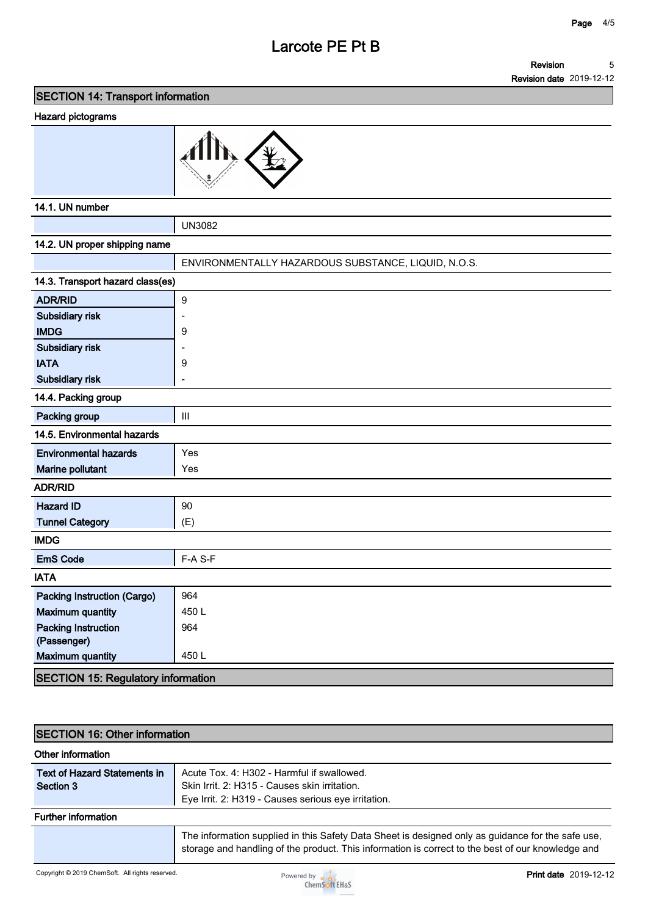## SECTION 14: Transport information

### Hazard pictograms

### 14.1. UN number

| | |
|---|---|
| | UN3082 |

### 14.2. UN proper shipping name

| | |
|---|---|
| | ENVIRONMENTALLY HAZARDOUS SUBSTANCE, LIQUID, N.O.S. |

### 14.3. Transport hazard class(es)

| | |
|---|---|
| **ADR/RID** | 9 |
| **Subsidiary risk** | - |
| **IMDG** | 9 |
| **Subsidiary risk** | - |
| **IATA** | 9 |
| **Subsidiary risk** | - |

### 14.4. Packing group

| | |
|---|---|
| **Packing group** | III |

### 14.5. Environmental hazards

| | |
|---|---|
| **Environmental hazards** | Yes |
| **Marine pollutant** | Yes |

### ADR/RID

| | |
|---|---|
| **Hazard ID** | 90 |
| **Tunnel Category** | (E) |

### IMDG

| | |
|---|---|
| **EmS Code** | F-A S-F |

### IATA

| | |
|---|---|
| **Packing Instruction (Cargo)** | 964 |
| **Maximum quantity** | 450 L |
| **Packing Instruction (Passenger)** | 964 |
| **Maximum quantity** | 450 L |

## SECTION 15: Regulatory information

## SECTION 16: Other information

### Other information

| | |
|---|---|
| **Text of Hazard Statements in Section 3** | Acute Tox. 4: H302 - Harmful if swallowed.<br>Skin Irrit. 2: H315 - Causes skin irritation.<br>Eye Irrit. 2: H319 - Causes serious eye irritation. |

### Further information

| | |
|---|---|
| | The information supplied in this Safety Data Sheet is designed only as guidance for the safe use, storage and handling of the product. This information is correct to the best of our knowledge and |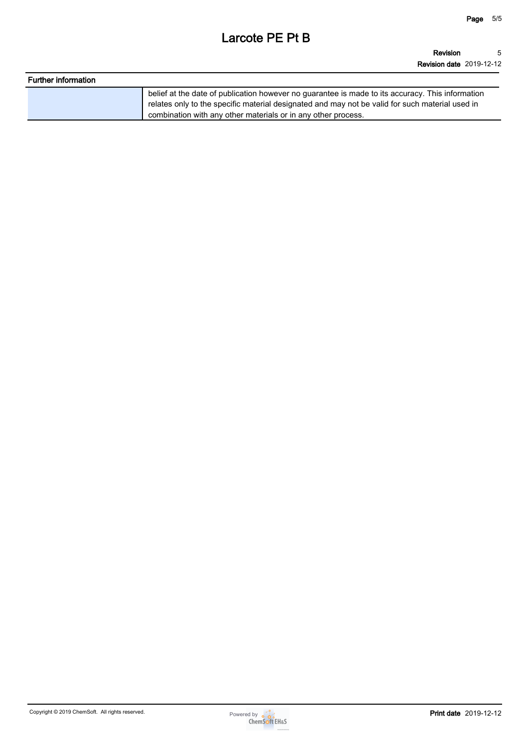## Further information

| | |
|---|---|
| | belief at the date of publication however no guarantee is made to its accuracy. This information relates only to the specific material designated and may not be valid for such material used in combination with any other materials or in any other process. |